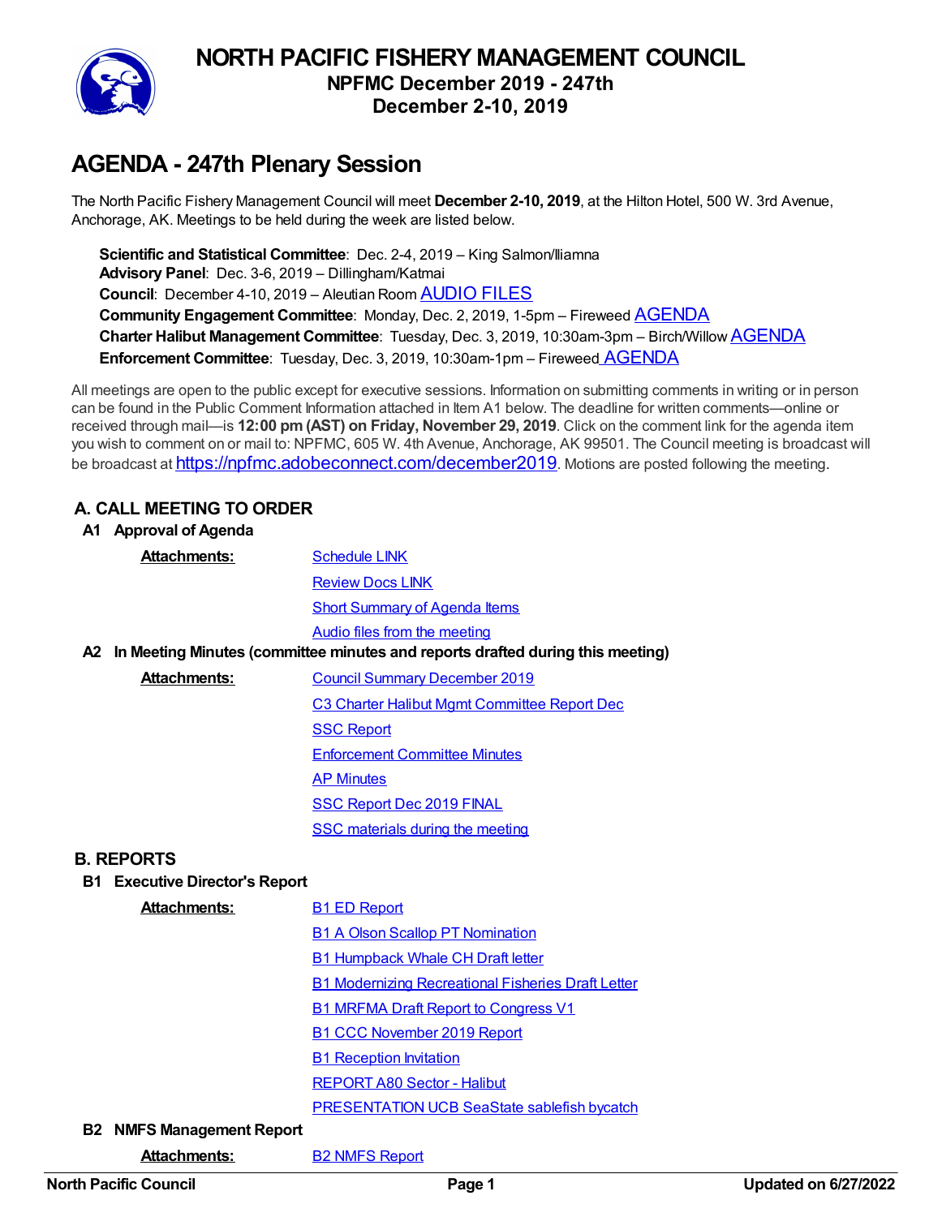# NORTH PACIFIC FISHERY MANAGEMENT COUNCIL

**NPFMC December 2019 - 247th**
**December 2-10, 2019**

# AGENDA - 247th Plenary Session

The North Pacific Fishery Management Council will meet **December 2-10, 2019**, at the Hilton Hotel, 500 W. 3rd Avenue, Anchorage, AK. Meetings to be held during the week are listed below.

**Scientific and Statistical Committee**: Dec. 2-4, 2019 – King Salmon/Iliamna
**Advisory Panel**: Dec. 3-6, 2019 – Dillingham/Katmai
**Council**: December 4-10, 2019 – Aleutian Room AUDIO FILES
**Community Engagement Committee**: Monday, Dec. 2, 2019, 1-5pm – Fireweed AGENDA
**Charter Halibut Management Committee**: Tuesday, Dec. 3, 2019, 10:30am-3pm – Birch/Willow AGENDA
**Enforcement Committee**: Tuesday, Dec. 3, 2019, 10:30am-1pm – Fireweed AGENDA

All meetings are open to the public except for executive sessions. Information on submitting comments in writing or in person can be found in the Public Comment Information attached in Item A1 below. The deadline for written comments—online or received through mail—is **12:00 pm (AST) on Friday, November 29, 2019**. Click on the comment link for the agenda item you wish to comment on or mail to: NPFMC, 605 W. 4th Avenue, Anchorage, AK 99501. The Council meeting is broadcast will be broadcast at https://npfmc.adobeconnect.com/december2019. Motions are posted following the meeting.

## A. CALL MEETING TO ORDER

### A1 Approval of Agenda

**Attachments:**
- Schedule LINK
- Review Docs LINK
- Short Summary of Agenda Items
- Audio files from the meeting

### A2 In Meeting Minutes (committee minutes and reports drafted during this meeting)

**Attachments:**
- Council Summary December 2019
- C3 Charter Halibut Mgmt Committee Report Dec
- SSC Report
- Enforcement Committee Minutes
- AP Minutes
- SSC Report Dec 2019 FINAL
- SSC materials during the meeting

## B. REPORTS

### B1 Executive Director's Report

**Attachments:**
- B1 ED Report
- B1 A Olson Scallop PT Nomination
- B1 Humpback Whale CH Draft letter
- B1 Modernizing Recreational Fisheries Draft Letter
- B1 MRFMA Draft Report to Congress V1
- B1 CCC November 2019 Report
- B1 Reception Invitation
- REPORT A80 Sector - Halibut
- PRESENTATION UCB SeaState sablefish bycatch

### B2 NMFS Management Report

**Attachments:**
- B2 NMFS Report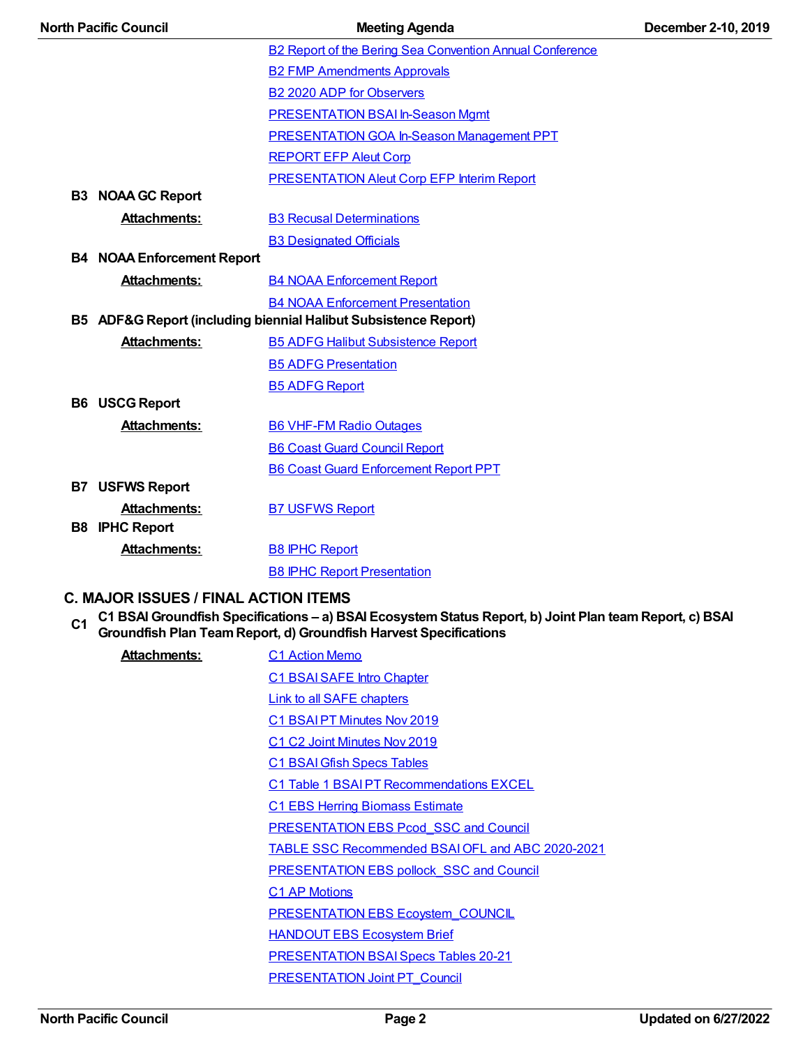B2 Report of the Bering Sea Convention Annual Conference

B2 FMP Amendments Approvals

B2 2020 ADP for Observers

PRESENTATION BSAI In-Season Mgmt

PRESENTATION GOA In-Season Management PPT

REPORT EFP Aleut Corp

PRESENTATION Aleut Corp EFP Interim Report

**B3 NOAA GC Report**

**Attachments:**

- B3 Recusal Determinations
- B3 Designated Officials

**B4 NOAA Enforcement Report**

**Attachments:**

- B4 NOAA Enforcement Report
- B4 NOAA Enforcement Presentation

**B5 ADF&G Report (including biennial Halibut Subsistence Report)**

**Attachments:**

- B5 ADFG Halibut Subsistence Report
- B5 ADFG Presentation
- B5 ADFG Report

**B6 USCG Report**

**Attachments:**

- B6 VHF-FM Radio Outages
- B6 Coast Guard Council Report
- B6 Coast Guard Enforcement Report PPT

**B7 USFWS Report**

**Attachments:**

- B7 USFWS Report

**B8 IPHC Report**

**Attachments:**

- B8 IPHC Report
- B8 IPHC Report Presentation

## C. MAJOR ISSUES / FINAL ACTION ITEMS

**C1 C1 BSAI Groundfish Specifications – a) BSAI Ecosystem Status Report, b) Joint Plan team Report, c) BSAI Groundfish Plan Team Report, d) Groundfish Harvest Specifications**

**Attachments:**

- C1 Action Memo
- C1 BSAI SAFE Intro Chapter
- Link to all SAFE chapters
- C1 BSAI PT Minutes Nov 2019
- C1 C2 Joint Minutes Nov 2019
- C1 BSAI Gfish Specs Tables
- C1 Table 1 BSAI PT Recommendations EXCEL
- C1 EBS Herring Biomass Estimate
- PRESENTATION EBS Pcod_SSC and Council
- TABLE SSC Recommended BSAI OFL and ABC 2020-2021
- PRESENTATION EBS pollock_SSC and Council
- C1 AP Motions
- PRESENTATION EBS Ecoystem_COUNCIL
- HANDOUT EBS Ecosystem Brief
- PRESENTATION BSAI Specs Tables 20-21
- PRESENTATION Joint PT_Council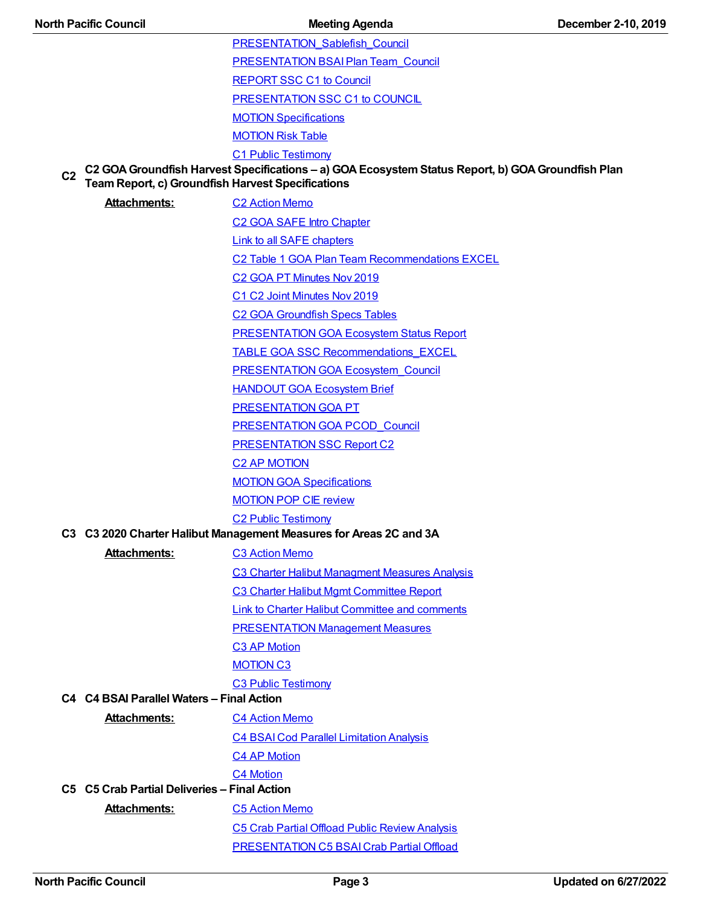PRESENTATION_Sablefish_Council

PRESENTATION BSAI Plan Team_Council

REPORT SSC C1 to Council

PRESENTATION SSC C1 to COUNCIL

MOTION Specifications

MOTION Risk Table

C1 Public Testimony

**C2 C2 GOA Groundfish Harvest Specifications – a) GOA Ecosystem Status Report, b) GOA Groundfish Plan Team Report, c) Groundfish Harvest Specifications**

**Attachments:**

- C2 Action Memo
- C2 GOA SAFE Intro Chapter
- Link to all SAFE chapters
- C2 Table 1 GOA Plan Team Recommendations EXCEL
- C2 GOA PT Minutes Nov 2019
- C1 C2 Joint Minutes Nov 2019
- C2 GOA Groundfish Specs Tables
- PRESENTATION GOA Ecosystem Status Report
- TABLE GOA SSC Recommendations_EXCEL
- PRESENTATION GOA Ecosystem_Council
- HANDOUT GOA Ecosystem Brief
- PRESENTATION GOA PT
- PRESENTATION GOA PCOD_Council
- PRESENTATION SSC Report C2
- C2 AP MOTION
- MOTION GOA Specifications
- MOTION POP CIE review
- C2 Public Testimony

**C3 C3 2020 Charter Halibut Management Measures for Areas 2C and 3A**

**Attachments:**

- C3 Action Memo
- C3 Charter Halibut Managment Measures Analysis
- C3 Charter Halibut Mgmt Committee Report
- Link to Charter Halibut Committee and comments
- PRESENTATION Management Measures
- C3 AP Motion
- MOTION C3
- C3 Public Testimony

**C4 C4 BSAI Parallel Waters – Final Action**

**Attachments:**

- C4 Action Memo
- C4 BSAI Cod Parallel Limitation Analysis
- C4 AP Motion
- C4 Motion

**C5 C5 Crab Partial Deliveries – Final Action**

**Attachments:**

- C5 Action Memo
- C5 Crab Partial Offload Public Review Analysis
- PRESENTATION C5 BSAI Crab Partial Offload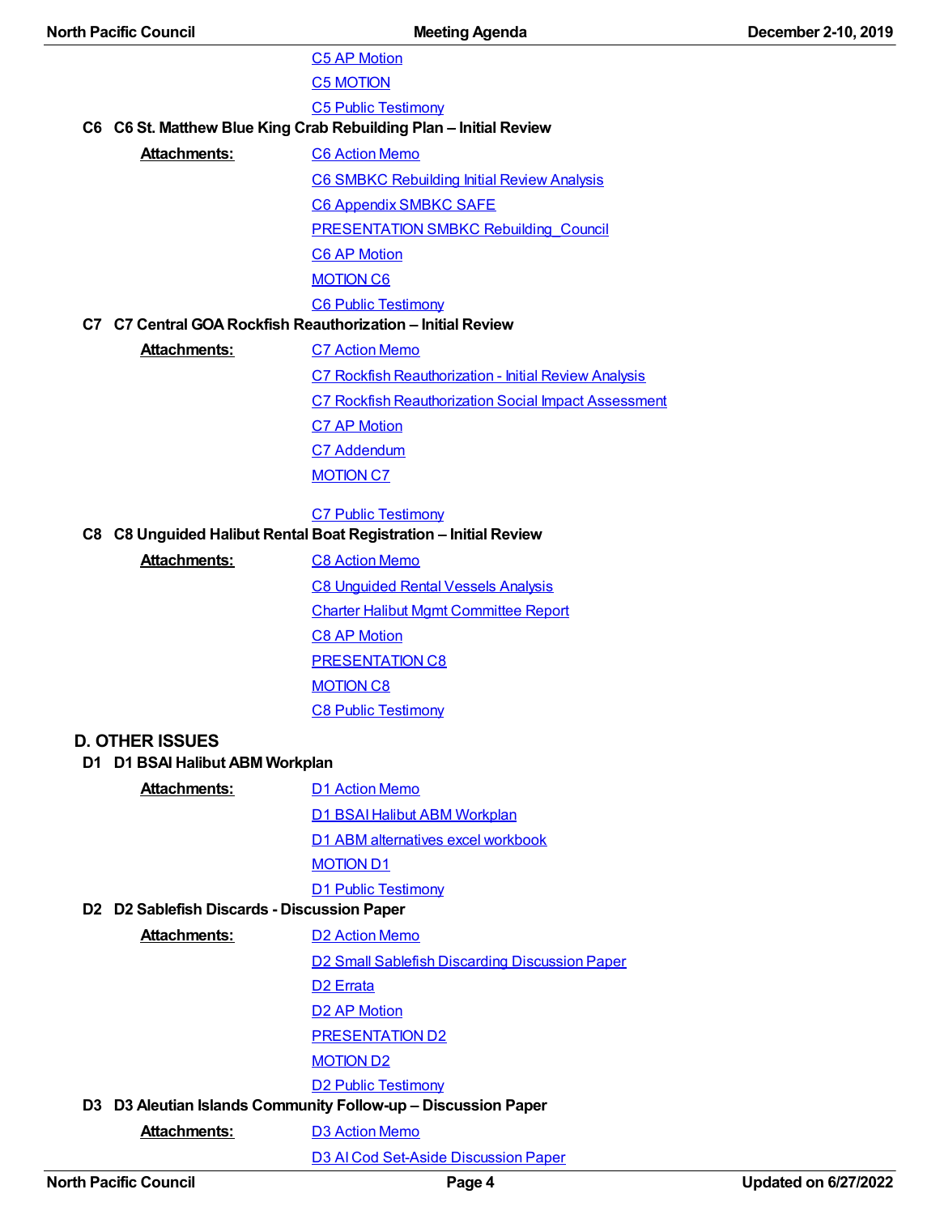C5 AP Motion

C5 MOTION

C5 Public Testimony

### C6 C6 St. Matthew Blue King Crab Rebuilding Plan – Initial Review

**Attachments:**

C6 Action Memo

C6 SMBKC Rebuilding Initial Review Analysis

C6 Appendix SMBKC SAFE

PRESENTATION SMBKC Rebuilding_Council

C6 AP Motion

MOTION C6

C6 Public Testimony

### C7 C7 Central GOA Rockfish Reauthorization – Initial Review

**Attachments:**

C7 Action Memo

C7 Rockfish Reauthorization - Initial Review Analysis

C7 Rockfish Reauthorization Social Impact Assessment

C7 AP Motion

C7 Addendum

MOTION C7

C7 Public Testimony

### C8 C8 Unguided Halibut Rental Boat Registration – Initial Review

**Attachments:**

C8 Action Memo

C8 Unguided Rental Vessels Analysis

Charter Halibut Mgmt Committee Report

C8 AP Motion

PRESENTATION C8

MOTION C8

C8 Public Testimony

## D. OTHER ISSUES

### D1 D1 BSAI Halibut ABM Workplan

**Attachments:**

D1 Action Memo

D1 BSAI Halibut ABM Workplan

D1 ABM alternatives excel workbook

MOTION D1

D1 Public Testimony

### D2 D2 Sablefish Discards - Discussion Paper

**Attachments:**

D2 Action Memo

D2 Small Sablefish Discarding Discussion Paper

D2 Errata

D2 AP Motion

PRESENTATION D2

MOTION D2

D2 Public Testimony

### D3 D3 Aleutian Islands Community Follow-up – Discussion Paper

**Attachments:**

D3 Action Memo

D3 AI Cod Set-Aside Discussion Paper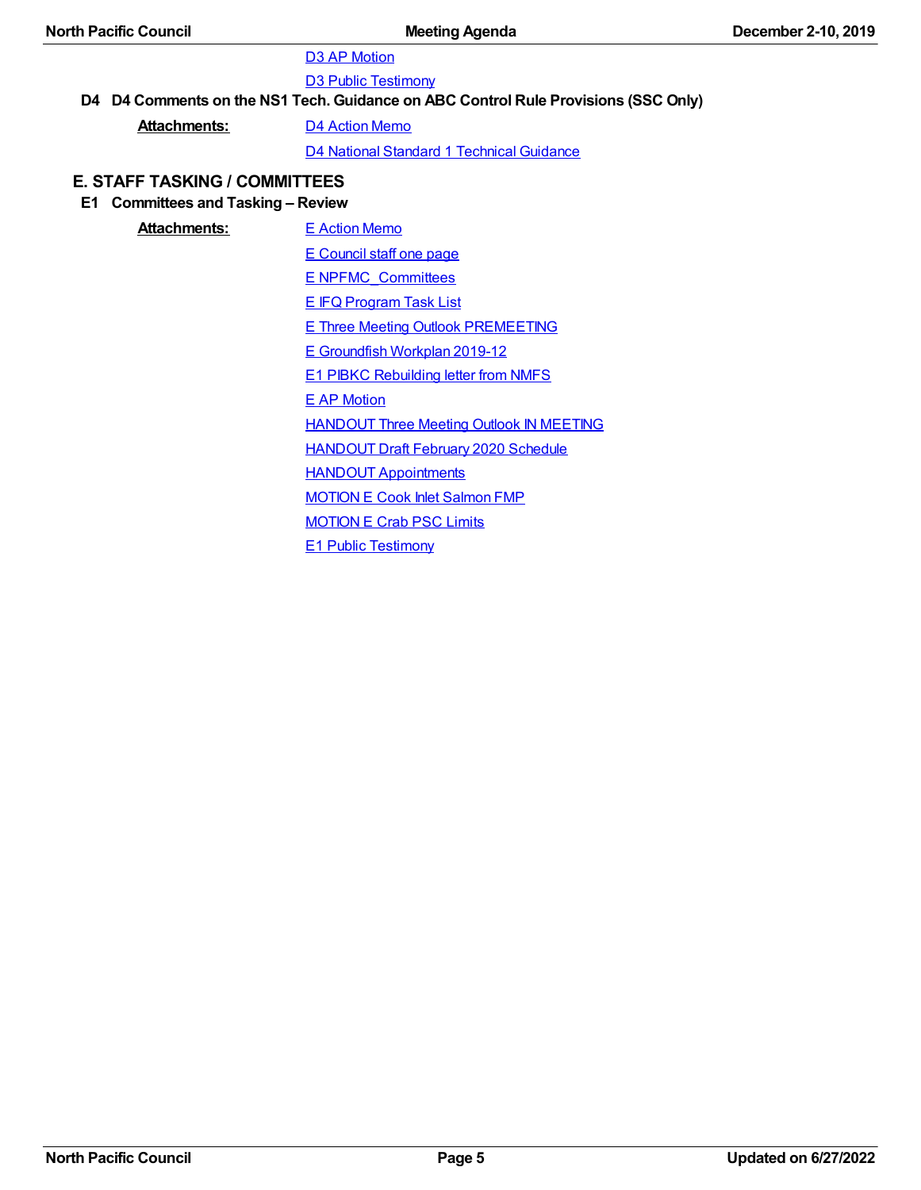[D3 AP Motion](#)

[D3 Public Testimony](#)

**D4 D4 Comments on the NS1 Tech. Guidance on ABC Control Rule Provisions (SSC Only)**

**Attachments:**

[D4 Action Memo](#)

[D4 National Standard 1 Technical Guidance](#)

## E. STAFF TASKING / COMMITTEES

**E1 Committees and Tasking – Review**

**Attachments:**

[E Action Memo](#)

[E Council staff one page](#)

[E NPFMC_Committees](#)

[E IFQ Program Task List](#)

[E Three Meeting Outlook PREMEETING](#)

[E Groundfish Workplan 2019-12](#)

[E1 PIBKC Rebuilding letter from NMFS](#)

[E AP Motion](#)

[HANDOUT Three Meeting Outlook IN MEETING](#)

[HANDOUT Draft February 2020 Schedule](#)

[HANDOUT Appointments](#)

[MOTION E Cook Inlet Salmon FMP](#)

[MOTION E Crab PSC Limits](#)

[E1 Public Testimony](#)